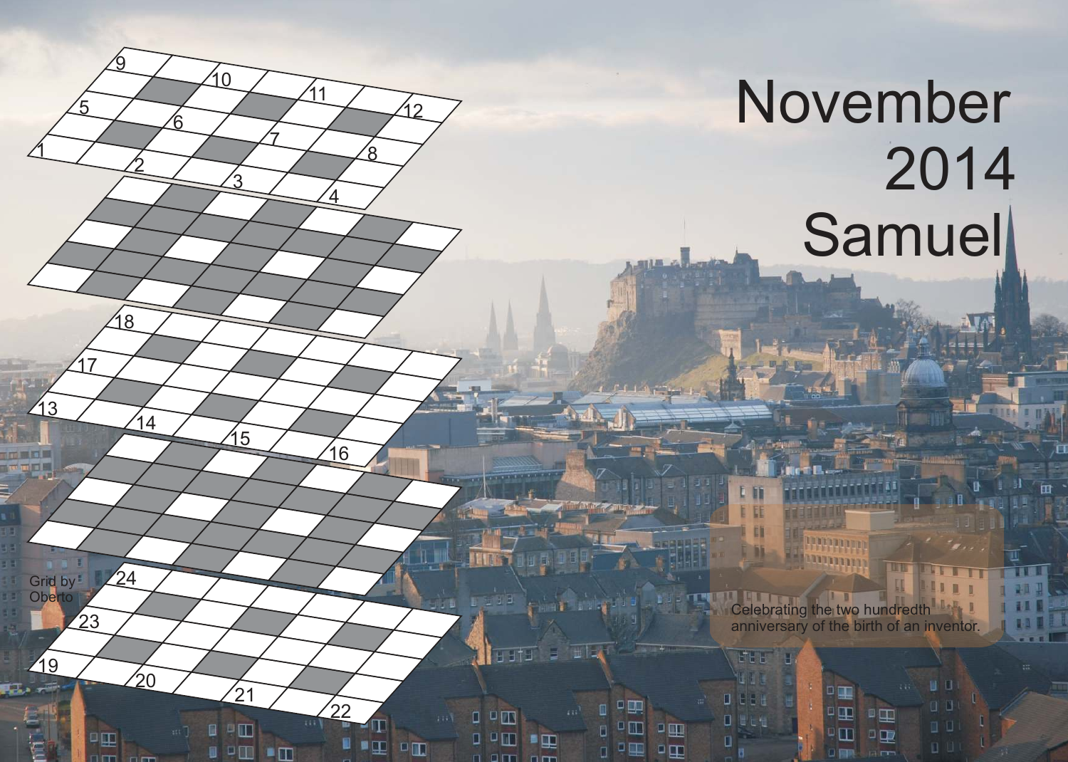# November 2014 Samuel

Celebrating the two hundredth anniversary of the birth of an inventor.

Grid by Oberto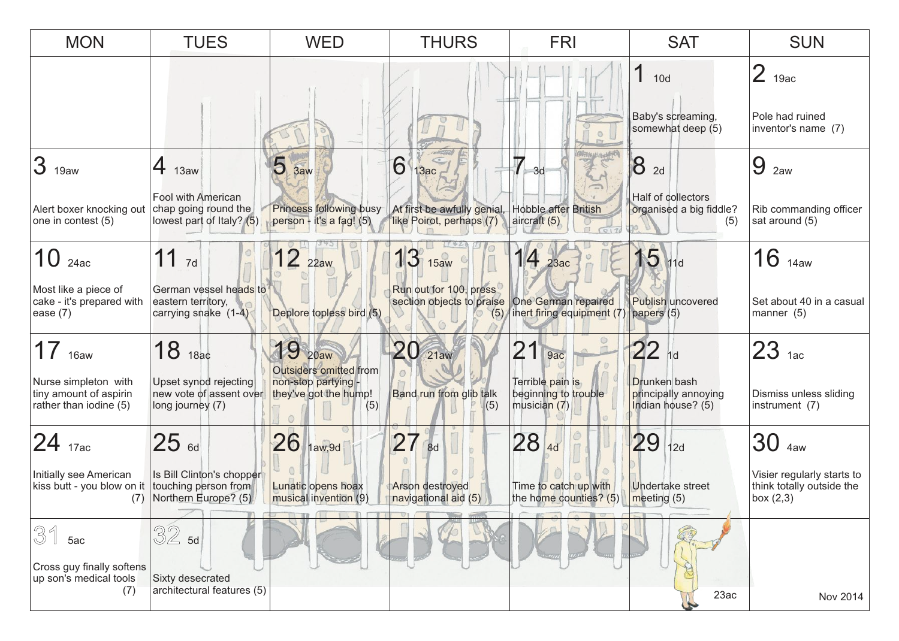| MON | TUES | WED | THURS | FRI | SAT | SUN |
| --- | --- | --- | --- | --- | --- | --- |
| | | | | | 1 10d<br>Baby's screaming, somewhat deep (5) | 2 19ac<br>Pole had ruined inventor's name (7) |
| 3 19aw<br>Alert boxer knocking out one in contest (5) | 4 13aw<br>Fool with American chap going round the lowest part of Italy? (5) | 5 3aw<br>Princess following busy person - it's a fag! (5) | 6 13ac<br>At first be awfully genial, like Poirot, perhaps (7) | 7 3d<br>Hobble after British aircraft (5) | 8 2d<br>Half of collectors organised a big fiddle? (5) | 9 2aw<br>Rib commanding officer sat around (5) |
| 10 24ac<br>Most like a piece of cake - it's prepared with ease (7) | 11 7d<br>German vessel heads to eastern territory, carrying snake (1-4) | 12 22aw<br>Deplore topless bird (5) | 13 15aw<br>Run out for 100, press section objects to praise (5) | 14 23ac<br>One German repaired inert firing equipment (7) | 15 11d<br>Publish uncovered papers (5) | 16 14aw<br>Set about 40 in a casual manner (5) |
| 17 16aw<br>Nurse simpleton with tiny amount of aspirin rather than iodine (5) | 18 18ac<br>Upset synod rejecting new vote of assent over long journey (7) | 19 20aw<br>Outsiders omitted from non-stop partying - they've got the hump! (5) | 20 21aw<br>Band run from glib talk (5) | 21 9ac<br>Terrible pain is beginning to trouble musician (7) | 22 1d<br>Drunken bash principally annoying Indian house? (5) | 23 1ac<br>Dismiss unless sliding instrument (7) |
| 24 17ac<br>Initially see American kiss butt - you blow on it (7) | 25 6d<br>Is Bill Clinton's chopper touching person from Northern Europe? (5) | 26 1aw,9d<br>Lunatic opens hoax musical invention (9) | 27 8d<br>Arson destroyed navigational aid (5) | 28 4d<br>Time to catch up with the home counties? (5) | 29 12d<br>Undertake street meeting (5) | 30 4aw<br>Visier regularly starts to think totally outside the box (2,3) |
| 31 5ac<br>Cross guy finally softens up son's medical tools (7) | 32 5d<br>Sixty desecrated architectural features (5) | | | | 23ac | Nov 2014 |